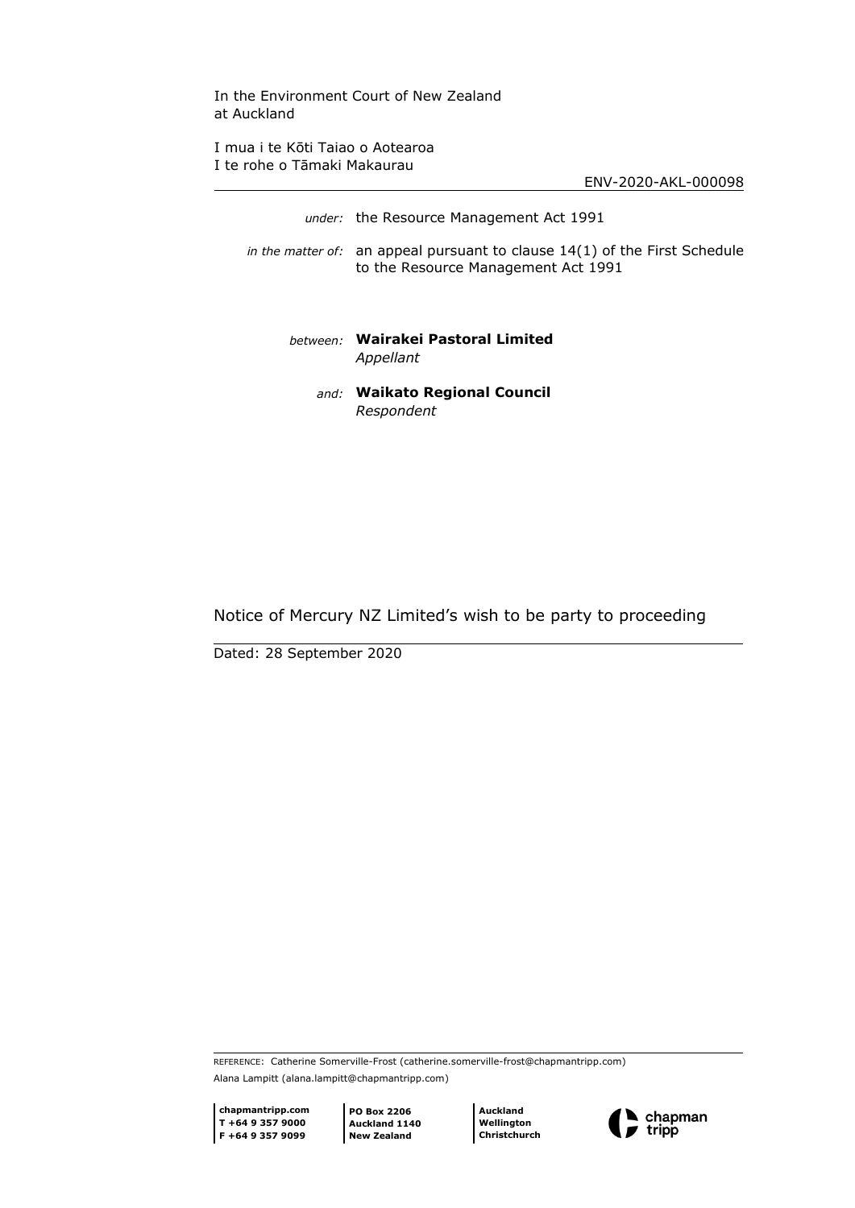In the Environment Court of New Zealand
at Auckland

I mua i te Kōti Taiao o Aotearoa
I te rohe o Tāmaki Makaurau

ENV-2020-AKL-000098

*under:* the Resource Management Act 1991

*in the matter of:* an appeal pursuant to clause 14(1) of the First Schedule to the Resource Management Act 1991

*between:* **Wairakei Pastoral Limited**
*Appellant*

*and:* **Waikato Regional Council**
*Respondent*

# Notice of Mercury NZ Limited's wish to be party to proceeding

Dated: 28 September 2020

REFERENCE: Catherine Somerville-Frost (catherine.somerville-frost@chapmantripp.com)
Alana Lampitt (alana.lampitt@chapmantripp.com)

**chapmantripp.com**
**T +64 9 357 9000**
**F +64 9 357 9099**

**PO Box 2206**
**Auckland 1140**
**New Zealand**

**Auckland**
**Wellington**
**Christchurch**

chapman tripp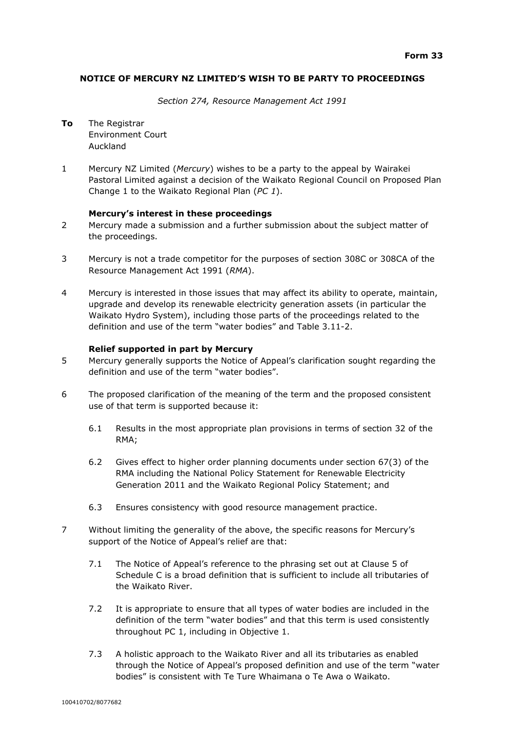**Form 33**

## NOTICE OF MERCURY NZ LIMITED'S WISH TO BE PARTY TO PROCEEDINGS

*Section 274, Resource Management Act 1991*

**To** The Registrar
Environment Court
Auckland

1 Mercury NZ Limited (*Mercury*) wishes to be a party to the appeal by Wairakei Pastoral Limited against a decision of the Waikato Regional Council on Proposed Plan Change 1 to the Waikato Regional Plan (*PC 1*).

### Mercury's interest in these proceedings

2 Mercury made a submission and a further submission about the subject matter of the proceedings.

3 Mercury is not a trade competitor for the purposes of section 308C or 308CA of the Resource Management Act 1991 (*RMA*).

4 Mercury is interested in those issues that may affect its ability to operate, maintain, upgrade and develop its renewable electricity generation assets (in particular the Waikato Hydro System), including those parts of the proceedings related to the definition and use of the term "water bodies" and Table 3.11-2.

### Relief supported in part by Mercury

5 Mercury generally supports the Notice of Appeal's clarification sought regarding the definition and use of the term "water bodies".

6 The proposed clarification of the meaning of the term and the proposed consistent use of that term is supported because it:

6.1 Results in the most appropriate plan provisions in terms of section 32 of the RMA;

6.2 Gives effect to higher order planning documents under section 67(3) of the RMA including the National Policy Statement for Renewable Electricity Generation 2011 and the Waikato Regional Policy Statement; and

6.3 Ensures consistency with good resource management practice.

7 Without limiting the generality of the above, the specific reasons for Mercury's support of the Notice of Appeal's relief are that:

7.1 The Notice of Appeal's reference to the phrasing set out at Clause 5 of Schedule C is a broad definition that is sufficient to include all tributaries of the Waikato River.

7.2 It is appropriate to ensure that all types of water bodies are included in the definition of the term "water bodies" and that this term is used consistently throughout PC 1, including in Objective 1.

7.3 A holistic approach to the Waikato River and all its tributaries as enabled through the Notice of Appeal's proposed definition and use of the term "water bodies" is consistent with Te Ture Whaimana o Te Awa o Waikato.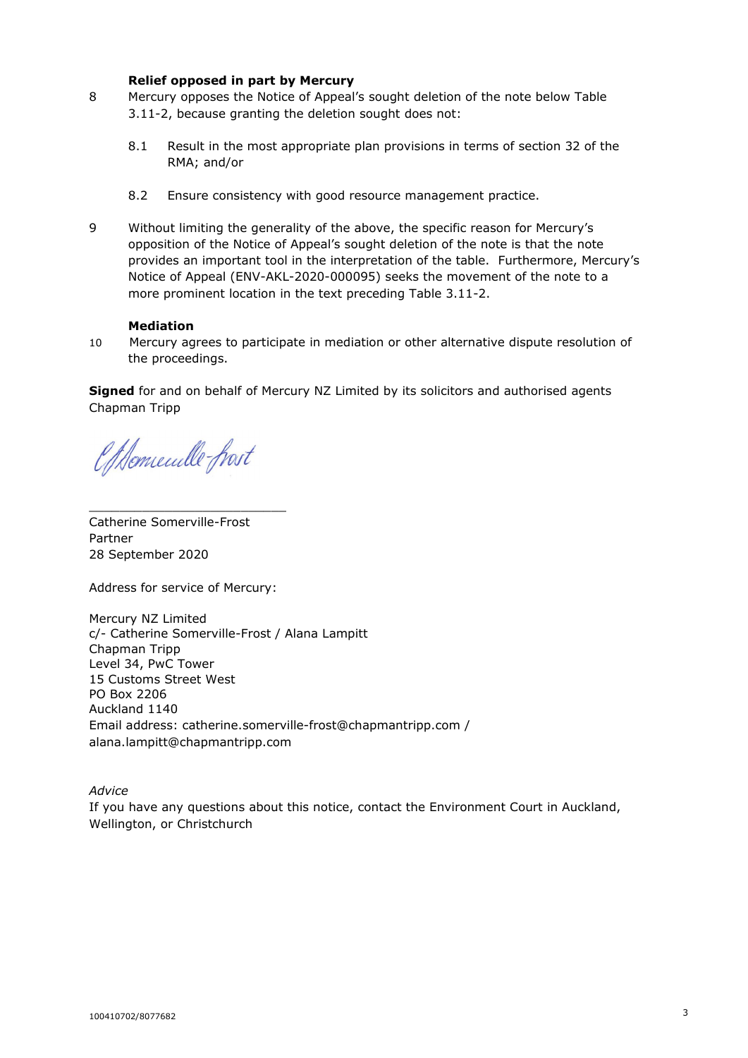### Relief opposed in part by Mercury

8 Mercury opposes the Notice of Appeal's sought deletion of the note below Table 3.11-2, because granting the deletion sought does not:

 8.1 Result in the most appropriate plan provisions in terms of section 32 of the RMA; and/or

 8.2 Ensure consistency with good resource management practice.

9 Without limiting the generality of the above, the specific reason for Mercury's opposition of the Notice of Appeal's sought deletion of the note is that the note provides an important tool in the interpretation of the table. Furthermore, Mercury's Notice of Appeal (ENV-AKL-2020-000095) seeks the movement of the note to a more prominent location in the text preceding Table 3.11-2.

### Mediation

10 Mercury agrees to participate in mediation or other alternative dispute resolution of the proceedings.

**Signed** for and on behalf of Mercury NZ Limited by its solicitors and authorised agents Chapman Tripp

C Somerville-Frost

\_\_\_\_\_\_\_\_\_\_\_\_\_\_\_\_\_\_\_\_\_\_\_\_\_\_

Catherine Somerville-Frost
Partner
28 September 2020

Address for service of Mercury:

Mercury NZ Limited
c/- Catherine Somerville-Frost / Alana Lampitt
Chapman Tripp
Level 34, PwC Tower
15 Customs Street West
PO Box 2206
Auckland 1140
Email address: catherine.somerville-frost@chapmantripp.com / alana.lampitt@chapmantripp.com

*Advice*

If you have any questions about this notice, contact the Environment Court in Auckland, Wellington, or Christchurch

100410702/8077682